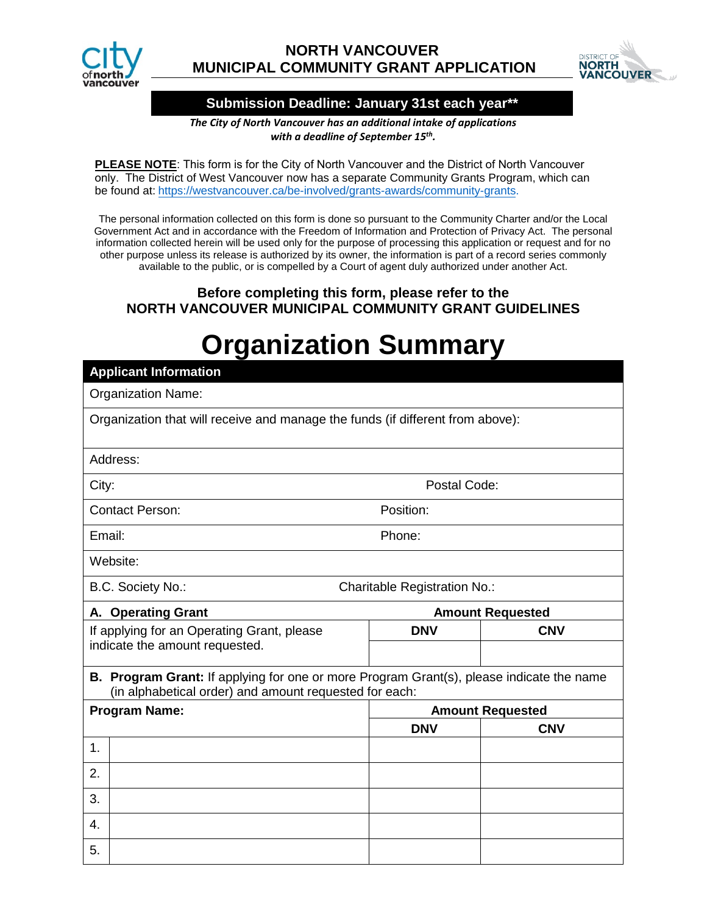# NORTH VANCOUVER MUNICIPAL COMMUNITY GRANT APPLICATION

**Submission Deadline: January 31st each year****

***The City of North Vancouver has an additional intake of applications with a deadline of September 15th.***

**PLEASE NOTE**: This form is for the City of North Vancouver and the District of North Vancouver only. The District of West Vancouver now has a separate Community Grants Program, which can be found at: https://westvancouver.ca/be-involved/grants-awards/community-grants.

The personal information collected on this form is done so pursuant to the Community Charter and/or the Local Government Act and in accordance with the Freedom of Information and Protection of Privacy Act. The personal information collected herein will be used only for the purpose of processing this application or request and for no other purpose unless its release is authorized by its owner, the information is part of a record series commonly available to the public, or is compelled by a Court of agent duly authorized under another Act.

**Before completing this form, please refer to the NORTH VANCOUVER MUNICIPAL COMMUNITY GRANT GUIDELINES**

# Organization Summary

| **Applicant Information** | |
|---|---|
| Organization Name: | |
| Organization that will receive and manage the funds (if different from above): | |
| Address: | |
| City: | Postal Code: |
| Contact Person: | Position: |
| Email: | Phone: |
| Website: | |
| B.C. Society No.: | Charitable Registration No.: |

| **A. Operating Grant** | **Amount Requested** | |
|---|---|---|
| If applying for an Operating Grant, please indicate the amount requested. | **DNV** | **CNV** |
| | | |

**B. Program Grant:** If applying for one or more Program Grant(s), please indicate the name (in alphabetical order) and amount requested for each:

| | **Program Name:** | **Amount Requested** | |
|---|---|---|---|
| | | **DNV** | **CNV** |
| 1. | | | |
| 2. | | | |
| 3. | | | |
| 4. | | | |
| 5. | | | |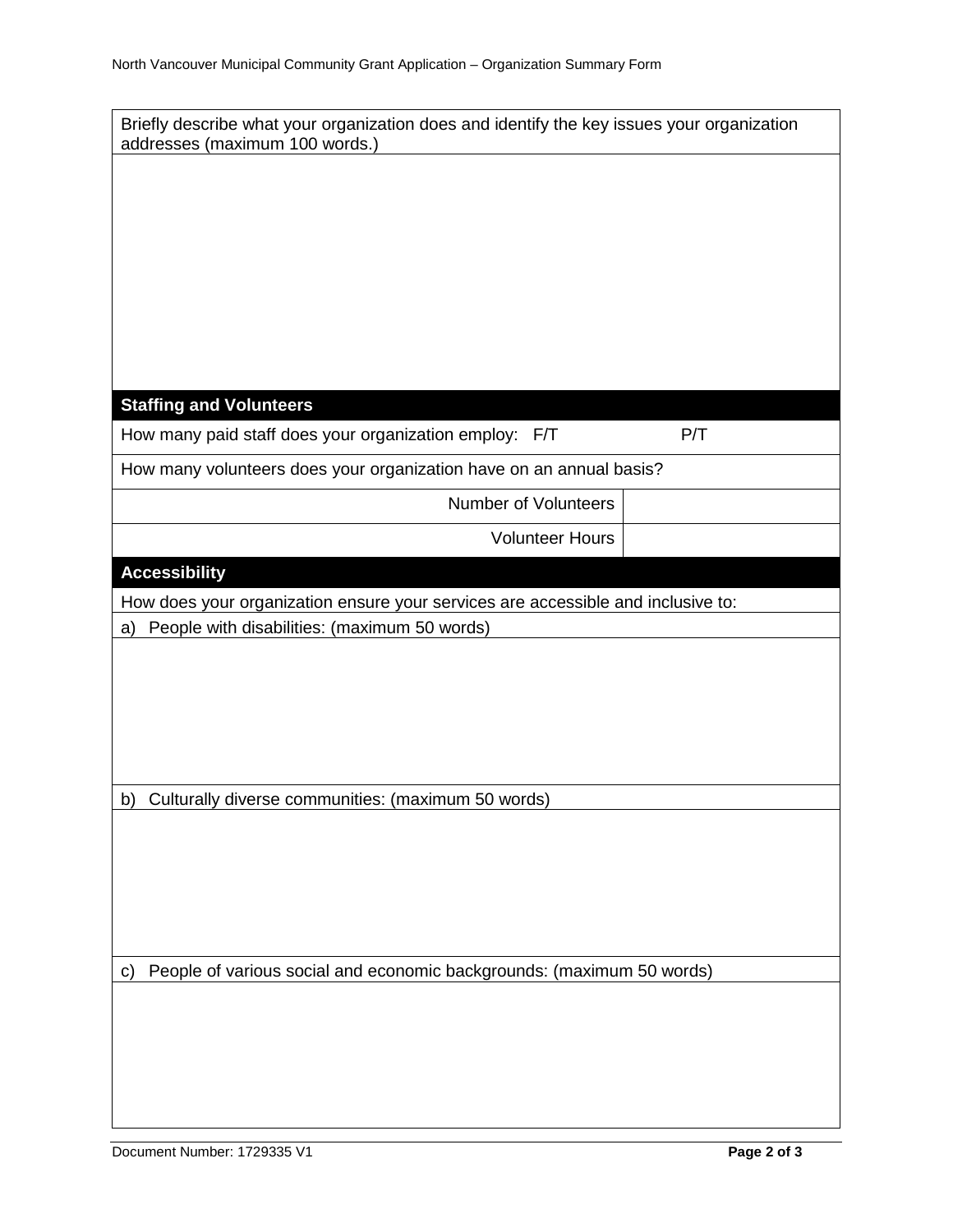Briefly describe what your organization does and identify the key issues your organization addresses (maximum 100 words.)

## Staffing and Volunteers

How many paid staff does your organization employ: F/T P/T

How many volunteers does your organization have on an annual basis?

| | |
|---|---|
| Number of Volunteers | |
| Volunteer Hours | |

## Accessibility

How does your organization ensure your services are accessible and inclusive to:

a) People with disabilities: (maximum 50 words)

b) Culturally diverse communities: (maximum 50 words)

c) People of various social and economic backgrounds: (maximum 50 words)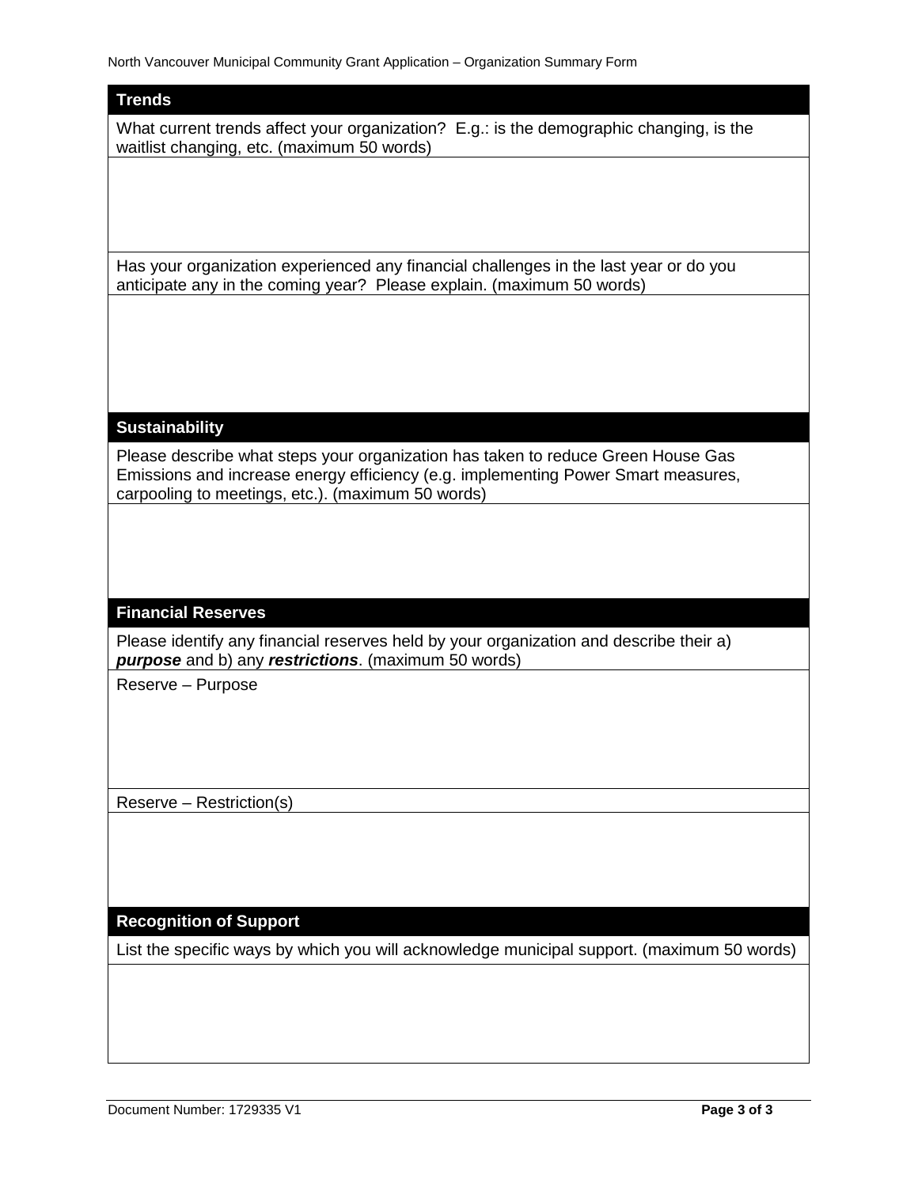## Trends

What current trends affect your organization? E.g.: is the demographic changing, is the waitlist changing, etc. (maximum 50 words)

Has your organization experienced any financial challenges in the last year or do you anticipate any in the coming year? Please explain. (maximum 50 words)

## Sustainability

Please describe what steps your organization has taken to reduce Green House Gas Emissions and increase energy efficiency (e.g. implementing Power Smart measures, carpooling to meetings, etc.). (maximum 50 words)

## Financial Reserves

Please identify any financial reserves held by your organization and describe their a) ***purpose*** and b) any ***restrictions***. (maximum 50 words)

Reserve – Purpose

Reserve – Restriction(s)

## Recognition of Support

List the specific ways by which you will acknowledge municipal support. (maximum 50 words)

Document Number: 1729335 V1